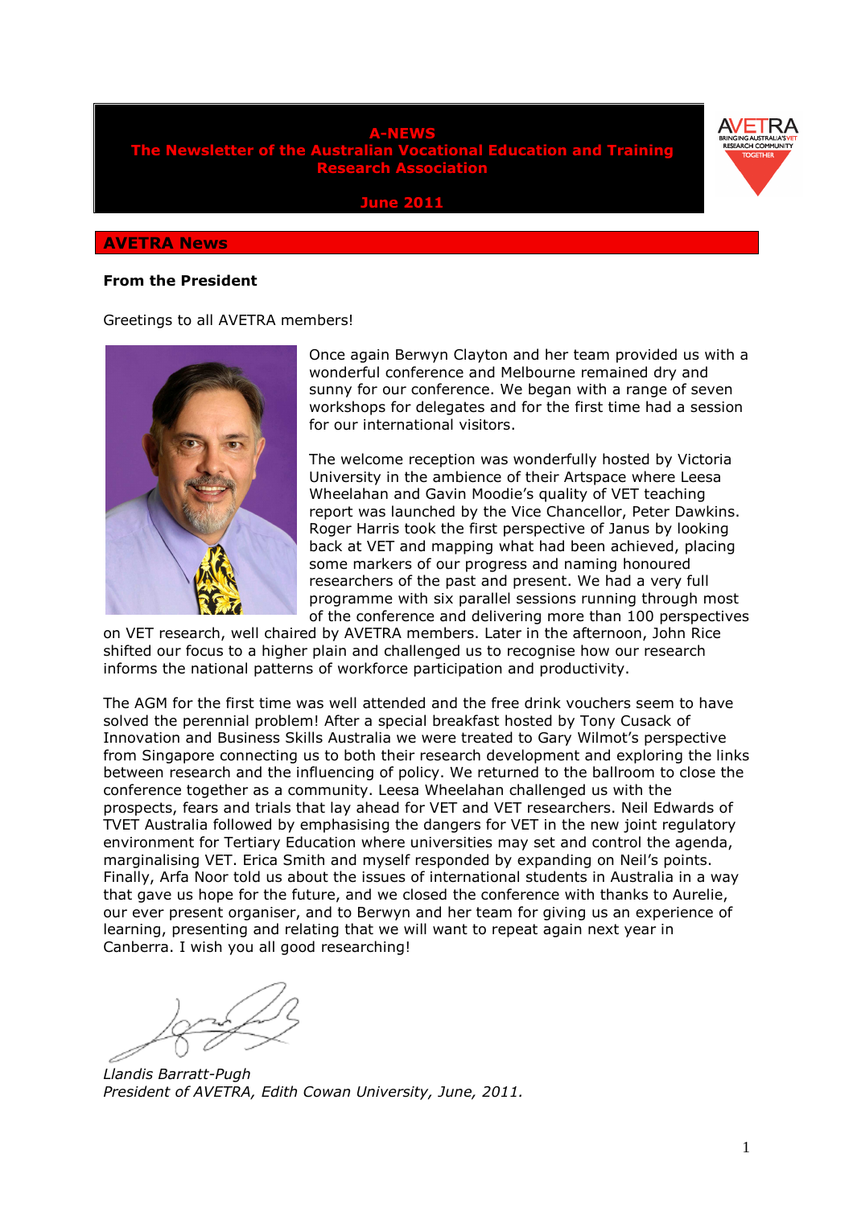# A-NEWS

## The Newsletter of the Australian Vocational Education and Training Research Association

**June 2011**

## AVETRA News

### From the President

Greetings to all AVETRA members!

Once again Berwyn Clayton and her team provided us with a wonderful conference and Melbourne remained dry and sunny for our conference. We began with a range of seven workshops for delegates and for the first time had a session for our international visitors.

The welcome reception was wonderfully hosted by Victoria University in the ambience of their Artspace where Leesa Wheelahan and Gavin Moodie's quality of VET teaching report was launched by the Vice Chancellor, Peter Dawkins. Roger Harris took the first perspective of Janus by looking back at VET and mapping what had been achieved, placing some markers of our progress and naming honoured researchers of the past and present. We had a very full programme with six parallel sessions running through most of the conference and delivering more than 100 perspectives on VET research, well chaired by AVETRA members. Later in the afternoon, John Rice shifted our focus to a higher plain and challenged us to recognise how our research informs the national patterns of workforce participation and productivity.

The AGM for the first time was well attended and the free drink vouchers seem to have solved the perennial problem! After a special breakfast hosted by Tony Cusack of Innovation and Business Skills Australia we were treated to Gary Wilmot's perspective from Singapore connecting us to both their research development and exploring the links between research and the influencing of policy. We returned to the ballroom to close the conference together as a community. Leesa Wheelahan challenged us with the prospects, fears and trials that lay ahead for VET and VET researchers. Neil Edwards of TVET Australia followed by emphasising the dangers for VET in the new joint regulatory environment for Tertiary Education where universities may set and control the agenda, marginalising VET. Erica Smith and myself responded by expanding on Neil's points. Finally, Arfa Noor told us about the issues of international students in Australia in a way that gave us hope for the future, and we closed the conference with thanks to Aurelie, our ever present organiser, and to Berwyn and her team for giving us an experience of learning, presenting and relating that we will want to repeat again next year in Canberra. I wish you all good researching!

*Llandis Barratt-Pugh*
*President of AVETRA, Edith Cowan University, June, 2011.*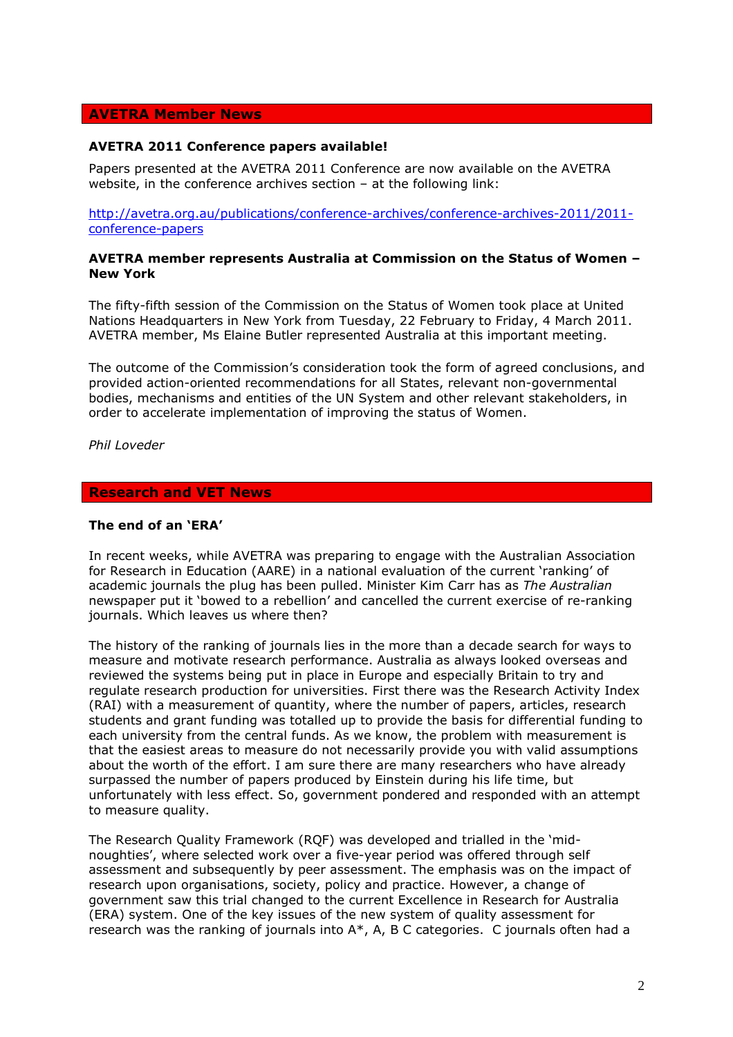## AVETRA Member News

**AVETRA 2011 Conference papers available!**

Papers presented at the AVETRA 2011 Conference are now available on the AVETRA website, in the conference archives section – at the following link:

http://avetra.org.au/publications/conference-archives/conference-archives-2011/2011-conference-papers

**AVETRA member represents Australia at Commission on the Status of Women – New York**

The fifty-fifth session of the Commission on the Status of Women took place at United Nations Headquarters in New York from Tuesday, 22 February to Friday, 4 March 2011. AVETRA member, Ms Elaine Butler represented Australia at this important meeting.

The outcome of the Commission's consideration took the form of agreed conclusions, and provided action-oriented recommendations for all States, relevant non-governmental bodies, mechanisms and entities of the UN System and other relevant stakeholders, in order to accelerate implementation of improving the status of Women.

*Phil Loveder*

## Research and VET News

**The end of an 'ERA'**

In recent weeks, while AVETRA was preparing to engage with the Australian Association for Research in Education (AARE) in a national evaluation of the current 'ranking' of academic journals the plug has been pulled. Minister Kim Carr has as *The Australian* newspaper put it 'bowed to a rebellion' and cancelled the current exercise of re-ranking journals. Which leaves us where then?

The history of the ranking of journals lies in the more than a decade search for ways to measure and motivate research performance. Australia as always looked overseas and reviewed the systems being put in place in Europe and especially Britain to try and regulate research production for universities. First there was the Research Activity Index (RAI) with a measurement of quantity, where the number of papers, articles, research students and grant funding was totalled up to provide the basis for differential funding to each university from the central funds. As we know, the problem with measurement is that the easiest areas to measure do not necessarily provide you with valid assumptions about the worth of the effort. I am sure there are many researchers who have already surpassed the number of papers produced by Einstein during his life time, but unfortunately with less effect. So, government pondered and responded with an attempt to measure quality.

The Research Quality Framework (RQF) was developed and trialled in the 'mid-noughties', where selected work over a five-year period was offered through self assessment and subsequently by peer assessment. The emphasis was on the impact of research upon organisations, society, policy and practice. However, a change of government saw this trial changed to the current Excellence in Research for Australia (ERA) system. One of the key issues of the new system of quality assessment for research was the ranking of journals into A*, A, B C categories. C journals often had a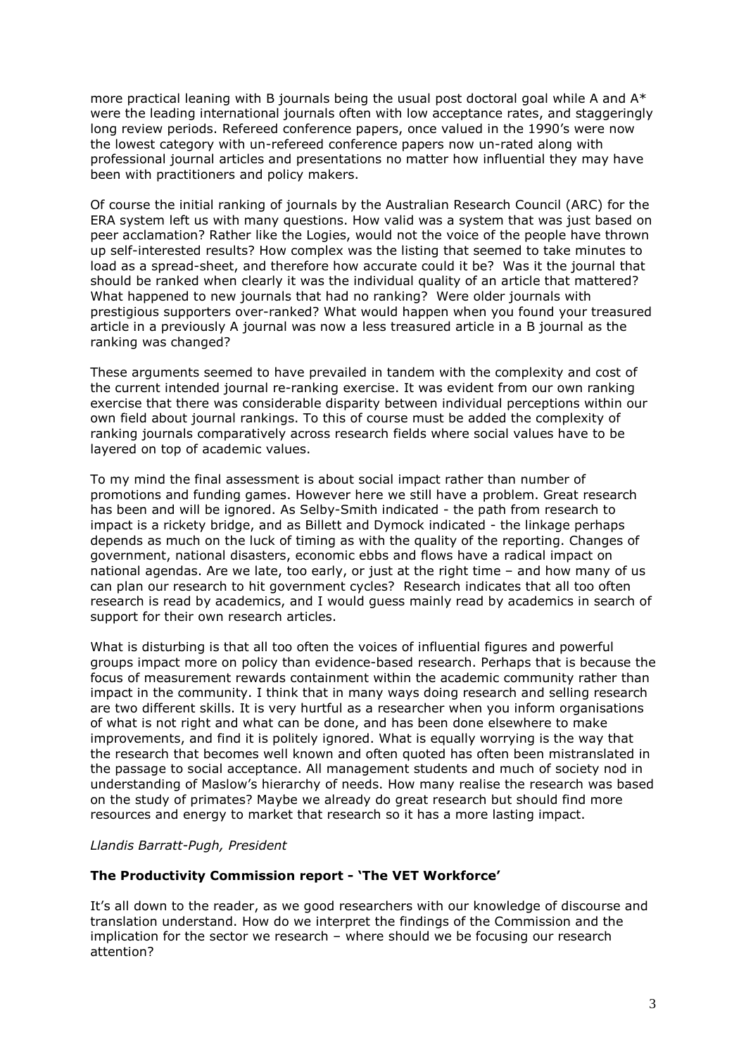more practical leaning with B journals being the usual post doctoral goal while A and A* were the leading international journals often with low acceptance rates, and staggeringly long review periods. Refereed conference papers, once valued in the 1990's were now the lowest category with un-refereed conference papers now un-rated along with professional journal articles and presentations no matter how influential they may have been with practitioners and policy makers.

Of course the initial ranking of journals by the Australian Research Council (ARC) for the ERA system left us with many questions. How valid was a system that was just based on peer acclamation? Rather like the Logies, would not the voice of the people have thrown up self-interested results? How complex was the listing that seemed to take minutes to load as a spread-sheet, and therefore how accurate could it be? Was it the journal that should be ranked when clearly it was the individual quality of an article that mattered? What happened to new journals that had no ranking? Were older journals with prestigious supporters over-ranked? What would happen when you found your treasured article in a previously A journal was now a less treasured article in a B journal as the ranking was changed?

These arguments seemed to have prevailed in tandem with the complexity and cost of the current intended journal re-ranking exercise. It was evident from our own ranking exercise that there was considerable disparity between individual perceptions within our own field about journal rankings. To this of course must be added the complexity of ranking journals comparatively across research fields where social values have to be layered on top of academic values.

To my mind the final assessment is about social impact rather than number of promotions and funding games. However here we still have a problem. Great research has been and will be ignored. As Selby-Smith indicated - the path from research to impact is a rickety bridge, and as Billett and Dymock indicated - the linkage perhaps depends as much on the luck of timing as with the quality of the reporting. Changes of government, national disasters, economic ebbs and flows have a radical impact on national agendas. Are we late, too early, or just at the right time – and how many of us can plan our research to hit government cycles? Research indicates that all too often research is read by academics, and I would guess mainly read by academics in search of support for their own research articles.

What is disturbing is that all too often the voices of influential figures and powerful groups impact more on policy than evidence-based research. Perhaps that is because the focus of measurement rewards containment within the academic community rather than impact in the community. I think that in many ways doing research and selling research are two different skills. It is very hurtful as a researcher when you inform organisations of what is not right and what can be done, and has been done elsewhere to make improvements, and find it is politely ignored. What is equally worrying is the way that the research that becomes well known and often quoted has often been mistranslated in the passage to social acceptance. All management students and much of society nod in understanding of Maslow's hierarchy of needs. How many realise the research was based on the study of primates? Maybe we already do great research but should find more resources and energy to market that research so it has a more lasting impact.

*Llandis Barratt-Pugh, President*

### The Productivity Commission report - 'The VET Workforce'

It's all down to the reader, as we good researchers with our knowledge of discourse and translation understand. How do we interpret the findings of the Commission and the implication for the sector we research – where should we be focusing our research attention?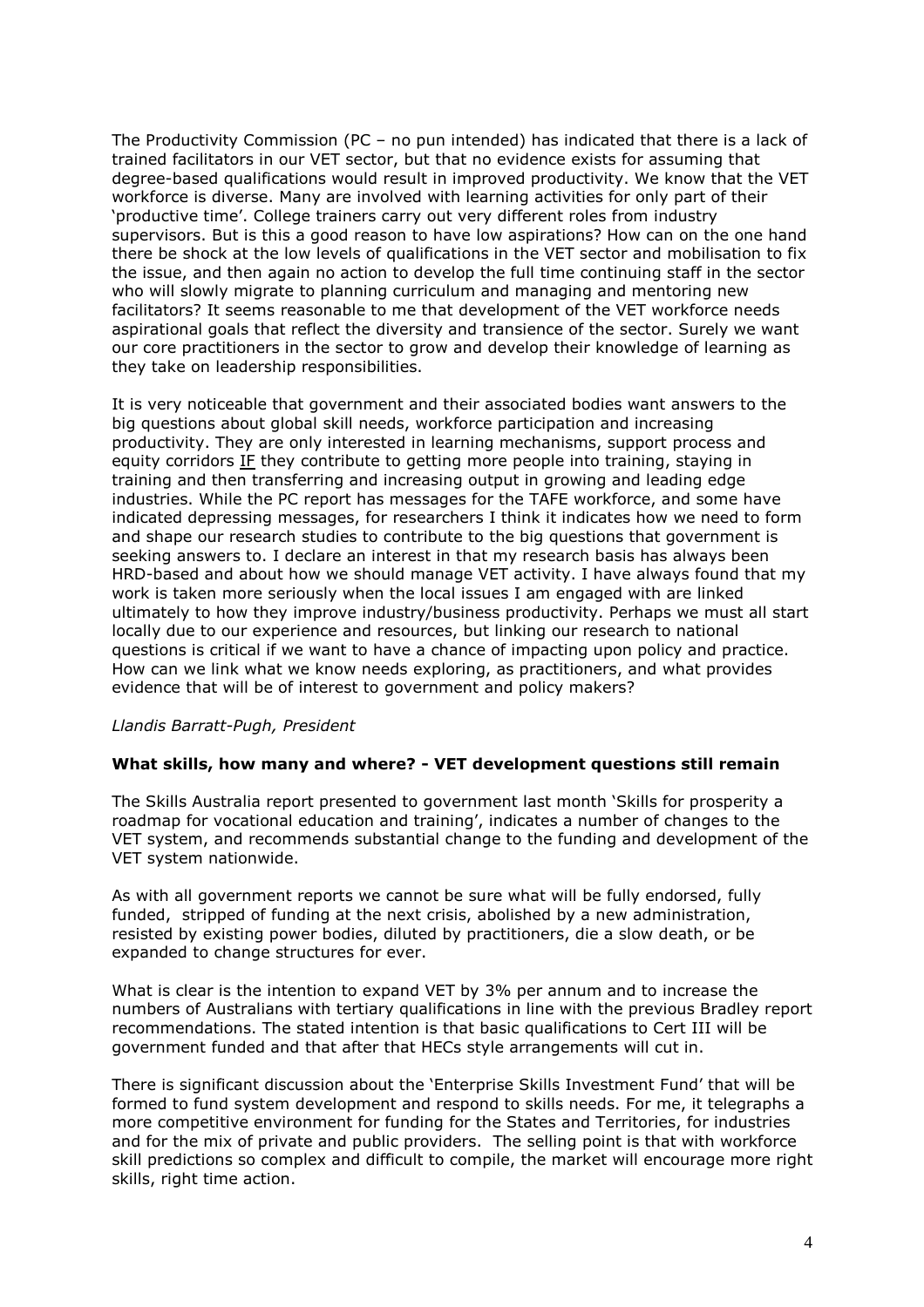The Productivity Commission (PC – no pun intended) has indicated that there is a lack of trained facilitators in our VET sector, but that no evidence exists for assuming that degree-based qualifications would result in improved productivity. We know that the VET workforce is diverse. Many are involved with learning activities for only part of their 'productive time'. College trainers carry out very different roles from industry supervisors. But is this a good reason to have low aspirations? How can on the one hand there be shock at the low levels of qualifications in the VET sector and mobilisation to fix the issue, and then again no action to develop the full time continuing staff in the sector who will slowly migrate to planning curriculum and managing and mentoring new facilitators? It seems reasonable to me that development of the VET workforce needs aspirational goals that reflect the diversity and transience of the sector. Surely we want our core practitioners in the sector to grow and develop their knowledge of learning as they take on leadership responsibilities.

It is very noticeable that government and their associated bodies want answers to the big questions about global skill needs, workforce participation and increasing productivity. They are only interested in learning mechanisms, support process and equity corridors <u>IF</u> they contribute to getting more people into training, staying in training and then transferring and increasing output in growing and leading edge industries. While the PC report has messages for the TAFE workforce, and some have indicated depressing messages, for researchers I think it indicates how we need to form and shape our research studies to contribute to the big questions that government is seeking answers to. I declare an interest in that my research basis has always been HRD-based and about how we should manage VET activity. I have always found that my work is taken more seriously when the local issues I am engaged with are linked ultimately to how they improve industry/business productivity. Perhaps we must all start locally due to our experience and resources, but linking our research to national questions is critical if we want to have a chance of impacting upon policy and practice. How can we link what we know needs exploring, as practitioners, and what provides evidence that will be of interest to government and policy makers?

*Llandis Barratt-Pugh, President*

**What skills, how many and where? - VET development questions still remain**

The Skills Australia report presented to government last month 'Skills for prosperity a roadmap for vocational education and training', indicates a number of changes to the VET system, and recommends substantial change to the funding and development of the VET system nationwide.

As with all government reports we cannot be sure what will be fully endorsed, fully funded, stripped of funding at the next crisis, abolished by a new administration, resisted by existing power bodies, diluted by practitioners, die a slow death, or be expanded to change structures for ever.

What is clear is the intention to expand VET by 3% per annum and to increase the numbers of Australians with tertiary qualifications in line with the previous Bradley report recommendations. The stated intention is that basic qualifications to Cert III will be government funded and that after that HECs style arrangements will cut in.

There is significant discussion about the 'Enterprise Skills Investment Fund' that will be formed to fund system development and respond to skills needs. For me, it telegraphs a more competitive environment for funding for the States and Territories, for industries and for the mix of private and public providers. The selling point is that with workforce skill predictions so complex and difficult to compile, the market will encourage more right skills, right time action.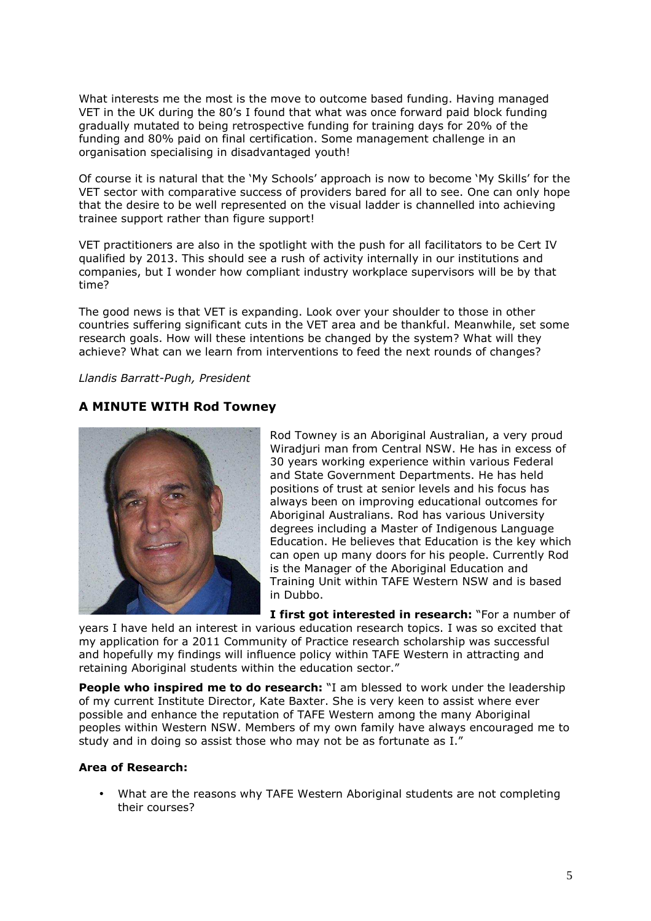What interests me the most is the move to outcome based funding. Having managed VET in the UK during the 80's I found that what was once forward paid block funding gradually mutated to being retrospective funding for training days for 20% of the funding and 80% paid on final certification. Some management challenge in an organisation specialising in disadvantaged youth!

Of course it is natural that the 'My Schools' approach is now to become 'My Skills' for the VET sector with comparative success of providers bared for all to see. One can only hope that the desire to be well represented on the visual ladder is channelled into achieving trainee support rather than figure support!

VET practitioners are also in the spotlight with the push for all facilitators to be Cert IV qualified by 2013. This should see a rush of activity internally in our institutions and companies, but I wonder how compliant industry workplace supervisors will be by that time?

The good news is that VET is expanding. Look over your shoulder to those in other countries suffering significant cuts in the VET area and be thankful. Meanwhile, set some research goals. How will these intentions be changed by the system? What will they achieve? What can we learn from interventions to feed the next rounds of changes?

*Llandis Barratt-Pugh, President*

## A MINUTE WITH Rod Towney

Rod Towney is an Aboriginal Australian, a very proud Wiradjuri man from Central NSW. He has in excess of 30 years working experience within various Federal and State Government Departments. He has held positions of trust at senior levels and his focus has always been on improving educational outcomes for Aboriginal Australians. Rod has various University degrees including a Master of Indigenous Language Education. He believes that Education is the key which can open up many doors for his people. Currently Rod is the Manager of the Aboriginal Education and Training Unit within TAFE Western NSW and is based in Dubbo.

**I first got interested in research:** "For a number of years I have held an interest in various education research topics. I was so excited that my application for a 2011 Community of Practice research scholarship was successful and hopefully my findings will influence policy within TAFE Western in attracting and retaining Aboriginal students within the education sector."

**People who inspired me to do research:** "I am blessed to work under the leadership of my current Institute Director, Kate Baxter. She is very keen to assist where ever possible and enhance the reputation of TAFE Western among the many Aboriginal peoples within Western NSW. Members of my own family have always encouraged me to study and in doing so assist those who may not be as fortunate as I."

**Area of Research:**

- What are the reasons why TAFE Western Aboriginal students are not completing their courses?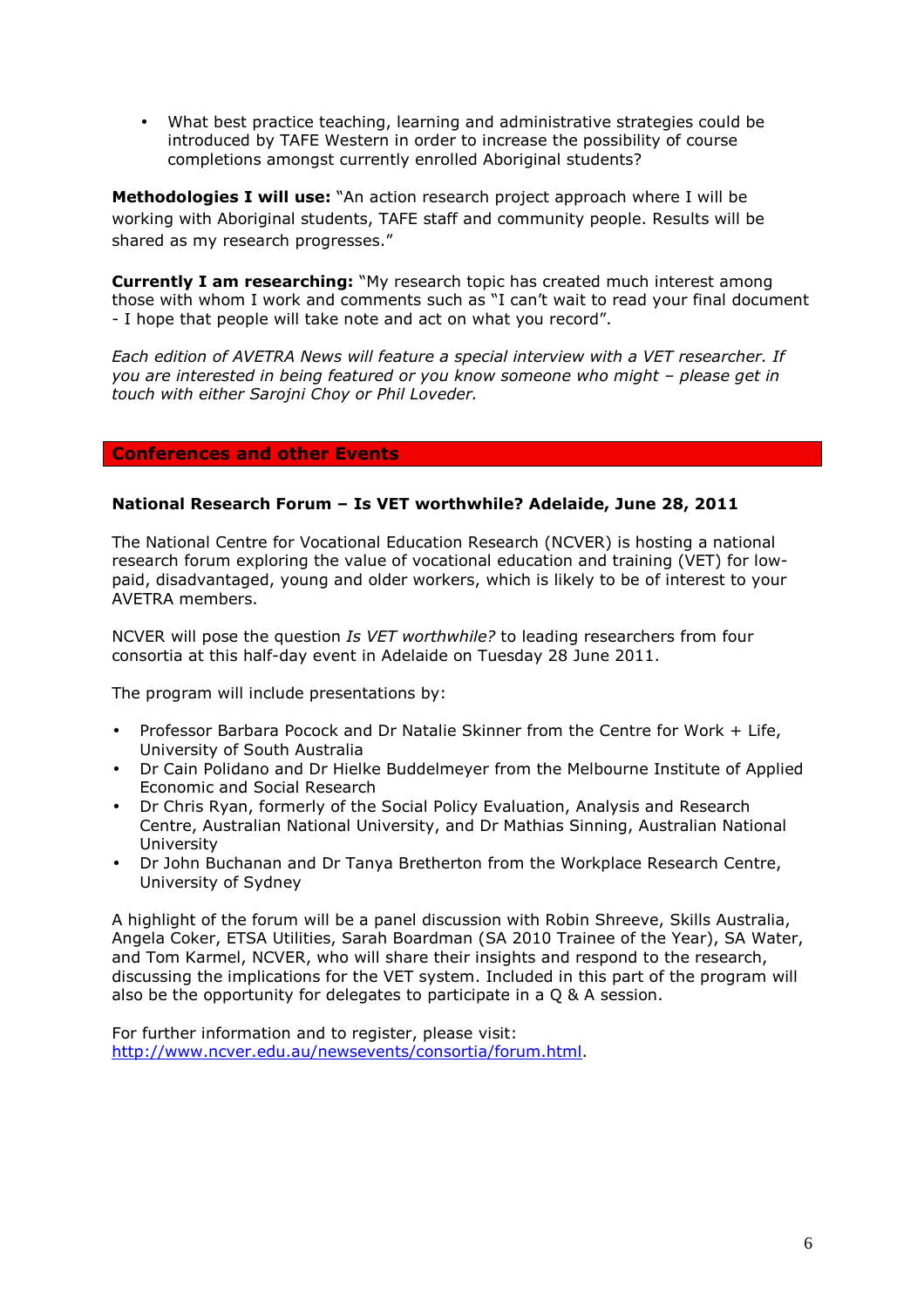- What best practice teaching, learning and administrative strategies could be introduced by TAFE Western in order to increase the possibility of course completions amongst currently enrolled Aboriginal students?

**Methodologies I will use:** "An action research project approach where I will be working with Aboriginal students, TAFE staff and community people. Results will be shared as my research progresses."

**Currently I am researching:** "My research topic has created much interest among those with whom I work and comments such as "I can't wait to read your final document - I hope that people will take note and act on what you record".

*Each edition of AVETRA News will feature a special interview with a VET researcher. If you are interested in being featured or you know someone who might – please get in touch with either Sarojni Choy or Phil Loveder.*

## Conferences and other Events

### National Research Forum – Is VET worthwhile? Adelaide, June 28, 2011

The National Centre for Vocational Education Research (NCVER) is hosting a national research forum exploring the value of vocational education and training (VET) for low-paid, disadvantaged, young and older workers, which is likely to be of interest to your AVETRA members.

NCVER will pose the question *Is VET worthwhile?* to leading researchers from four consortia at this half-day event in Adelaide on Tuesday 28 June 2011.

The program will include presentations by:

- Professor Barbara Pocock and Dr Natalie Skinner from the Centre for Work + Life, University of South Australia
- Dr Cain Polidano and Dr Hielke Buddelmeyer from the Melbourne Institute of Applied Economic and Social Research
- Dr Chris Ryan, formerly of the Social Policy Evaluation, Analysis and Research Centre, Australian National University, and Dr Mathias Sinning, Australian National University
- Dr John Buchanan and Dr Tanya Bretherton from the Workplace Research Centre, University of Sydney

A highlight of the forum will be a panel discussion with Robin Shreeve, Skills Australia, Angela Coker, ETSA Utilities, Sarah Boardman (SA 2010 Trainee of the Year), SA Water, and Tom Karmel, NCVER, who will share their insights and respond to the research, discussing the implications for the VET system. Included in this part of the program will also be the opportunity for delegates to participate in a Q & A session.

For further information and to register, please visit: http://www.ncver.edu.au/newsevents/consortia/forum.html.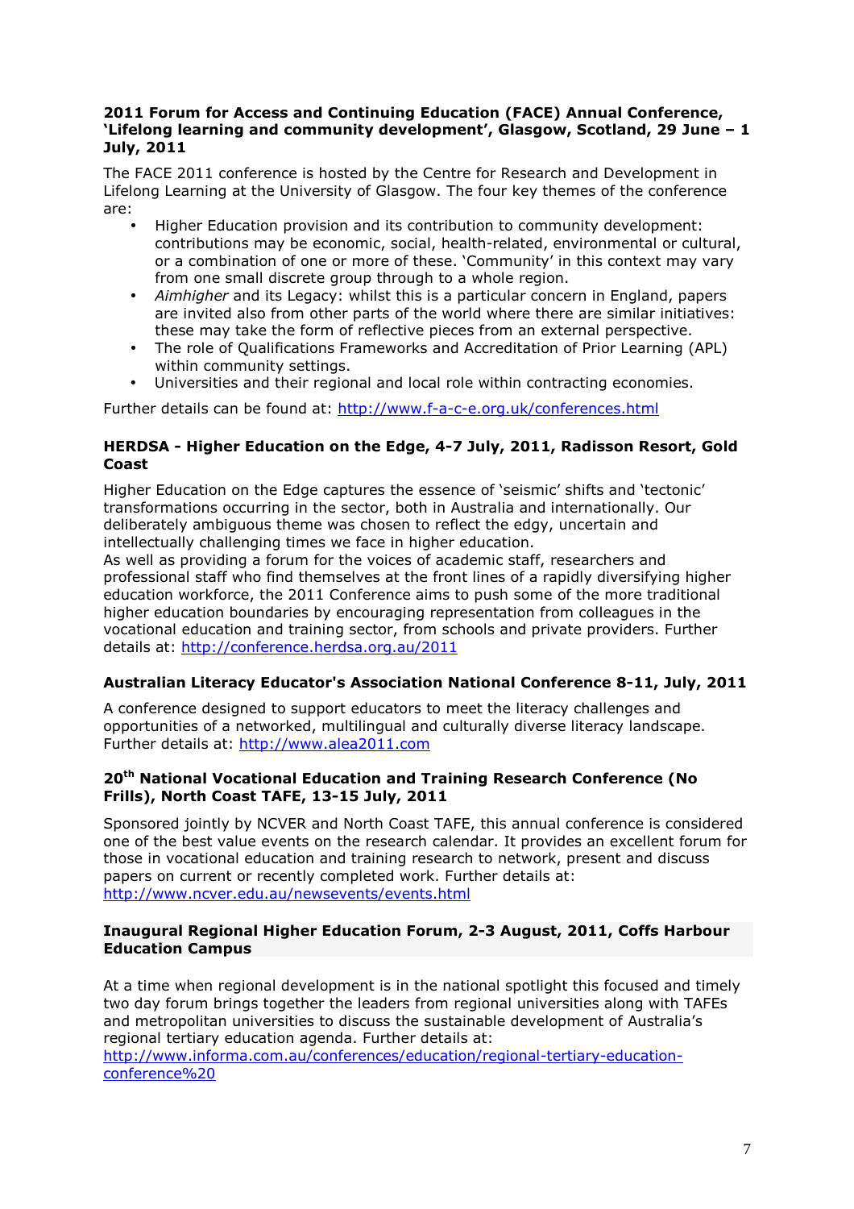**2011 Forum for Access and Continuing Education (FACE) Annual Conference, 'Lifelong learning and community development', Glasgow, Scotland, 29 June – 1 July, 2011**

The FACE 2011 conference is hosted by the Centre for Research and Development in Lifelong Learning at the University of Glasgow. The four key themes of the conference are:

- Higher Education provision and its contribution to community development: contributions may be economic, social, health-related, environmental or cultural, or a combination of one or more of these. 'Community' in this context may vary from one small discrete group through to a whole region.
- *Aimhigher* and its Legacy: whilst this is a particular concern in England, papers are invited also from other parts of the world where there are similar initiatives: these may take the form of reflective pieces from an external perspective.
- The role of Qualifications Frameworks and Accreditation of Prior Learning (APL) within community settings.
- Universities and their regional and local role within contracting economies.

Further details can be found at: http://www.f-a-c-e.org.uk/conferences.html

**HERDSA - Higher Education on the Edge, 4-7 July, 2011, Radisson Resort, Gold Coast**

Higher Education on the Edge captures the essence of 'seismic' shifts and 'tectonic' transformations occurring in the sector, both in Australia and internationally. Our deliberately ambiguous theme was chosen to reflect the edgy, uncertain and intellectually challenging times we face in higher education.
As well as providing a forum for the voices of academic staff, researchers and professional staff who find themselves at the front lines of a rapidly diversifying higher education workforce, the 2011 Conference aims to push some of the more traditional higher education boundaries by encouraging representation from colleagues in the vocational education and training sector, from schools and private providers. Further details at: http://conference.herdsa.org.au/2011

**Australian Literacy Educator's Association National Conference 8-11, July, 2011**

A conference designed to support educators to meet the literacy challenges and opportunities of a networked, multilingual and culturally diverse literacy landscape. Further details at: http://www.alea2011.com

**20th National Vocational Education and Training Research Conference (No Frills), North Coast TAFE, 13-15 July, 2011**

Sponsored jointly by NCVER and North Coast TAFE, this annual conference is considered one of the best value events on the research calendar. It provides an excellent forum for those in vocational education and training research to network, present and discuss papers on current or recently completed work. Further details at: http://www.ncver.edu.au/newsevents/events.html

**Inaugural Regional Higher Education Forum, 2-3 August, 2011, Coffs Harbour Education Campus**

At a time when regional development is in the national spotlight this focused and timely two day forum brings together the leaders from regional universities along with TAFEs and metropolitan universities to discuss the sustainable development of Australia's regional tertiary education agenda. Further details at: http://www.informa.com.au/conferences/education/regional-tertiary-education-conference%20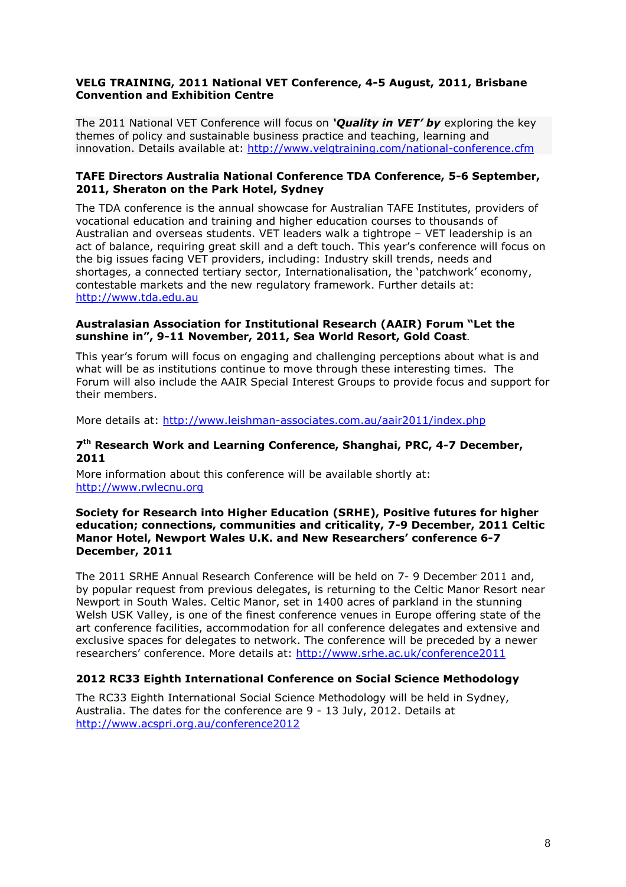**VELG TRAINING, 2011 National VET Conference, 4-5 August, 2011, Brisbane Convention and Exhibition Centre**

The 2011 National VET Conference will focus on ***'Quality in VET' by*** exploring the key themes of policy and sustainable business practice and teaching, learning and innovation. Details available at: http://www.velgtraining.com/national-conference.cfm

**TAFE Directors Australia National Conference TDA Conference, 5-6 September, 2011, Sheraton on the Park Hotel, Sydney**

The TDA conference is the annual showcase for Australian TAFE Institutes, providers of vocational education and training and higher education courses to thousands of Australian and overseas students. VET leaders walk a tightrope – VET leadership is an act of balance, requiring great skill and a deft touch. This year's conference will focus on the big issues facing VET providers, including: Industry skill trends, needs and shortages, a connected tertiary sector, Internationalisation, the 'patchwork' economy, contestable markets and the new regulatory framework. Further details at: http://www.tda.edu.au

**Australasian Association for Institutional Research (AAIR) Forum "Let the sunshine in", 9-11 November, 2011, Sea World Resort, Gold Coast**.

This year's forum will focus on engaging and challenging perceptions about what is and what will be as institutions continue to move through these interesting times. The Forum will also include the AAIR Special Interest Groups to provide focus and support for their members.

More details at: http://www.leishman-associates.com.au/aair2011/index.php

**7th Research Work and Learning Conference, Shanghai, PRC, 4-7 December, 2011**

More information about this conference will be available shortly at: http://www.rwlecnu.org

**Society for Research into Higher Education (SRHE), Positive futures for higher education; connections, communities and criticality, 7-9 December, 2011 Celtic Manor Hotel, Newport Wales U.K. and New Researchers' conference 6-7 December, 2011**

The 2011 SRHE Annual Research Conference will be held on 7- 9 December 2011 and, by popular request from previous delegates, is returning to the Celtic Manor Resort near Newport in South Wales. Celtic Manor, set in 1400 acres of parkland in the stunning Welsh USK Valley, is one of the finest conference venues in Europe offering state of the art conference facilities, accommodation for all conference delegates and extensive and exclusive spaces for delegates to network. The conference will be preceded by a newer researchers' conference. More details at: http://www.srhe.ac.uk/conference2011

**2012 RC33 Eighth International Conference on Social Science Methodology**

The RC33 Eighth International Social Science Methodology will be held in Sydney, Australia. The dates for the conference are 9 - 13 July, 2012. Details at http://www.acspri.org.au/conference2012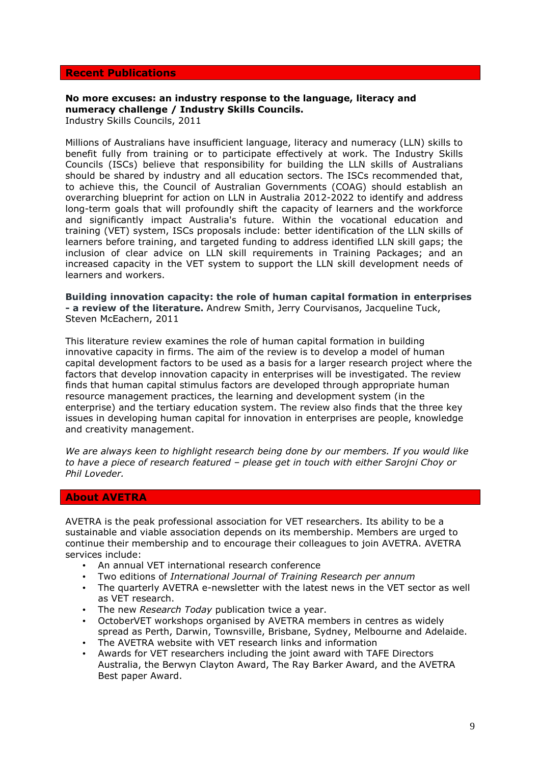## Recent Publications

**No more excuses: an industry response to the language, literacy and numeracy challenge / Industry Skills Councils.**
Industry Skills Councils, 2011

Millions of Australians have insufficient language, literacy and numeracy (LLN) skills to benefit fully from training or to participate effectively at work. The Industry Skills Councils (ISCs) believe that responsibility for building the LLN skills of Australians should be shared by industry and all education sectors. The ISCs recommended that, to achieve this, the Council of Australian Governments (COAG) should establish an overarching blueprint for action on LLN in Australia 2012-2022 to identify and address long-term goals that will profoundly shift the capacity of learners and the workforce and significantly impact Australia's future. Within the vocational education and training (VET) system, ISCs proposals include: better identification of the LLN skills of learners before training, and targeted funding to address identified LLN skill gaps; the inclusion of clear advice on LLN skill requirements in Training Packages; and an increased capacity in the VET system to support the LLN skill development needs of learners and workers.

**Building innovation capacity: the role of human capital formation in enterprises - a review of the literature.** Andrew Smith, Jerry Courvisanos, Jacqueline Tuck, Steven McEachern, 2011

This literature review examines the role of human capital formation in building innovative capacity in firms. The aim of the review is to develop a model of human capital development factors to be used as a basis for a larger research project where the factors that develop innovation capacity in enterprises will be investigated. The review finds that human capital stimulus factors are developed through appropriate human resource management practices, the learning and development system (in the enterprise) and the tertiary education system. The review also finds that the three key issues in developing human capital for innovation in enterprises are people, knowledge and creativity management.

*We are always keen to highlight research being done by our members. If you would like to have a piece of research featured – please get in touch with either Sarojni Choy or Phil Loveder.*

## About AVETRA

AVETRA is the peak professional association for VET researchers. Its ability to be a sustainable and viable association depends on its membership. Members are urged to continue their membership and to encourage their colleagues to join AVETRA. AVETRA services include:

- An annual VET international research conference
- Two editions of *International Journal of Training Research per annum*
- The quarterly AVETRA e-newsletter with the latest news in the VET sector as well as VET research.
- The new *Research Today* publication twice a year.
- OctoberVET workshops organised by AVETRA members in centres as widely spread as Perth, Darwin, Townsville, Brisbane, Sydney, Melbourne and Adelaide.
- The AVETRA website with VET research links and information
- Awards for VET researchers including the joint award with TAFE Directors Australia, the Berwyn Clayton Award, The Ray Barker Award, and the AVETRA Best paper Award.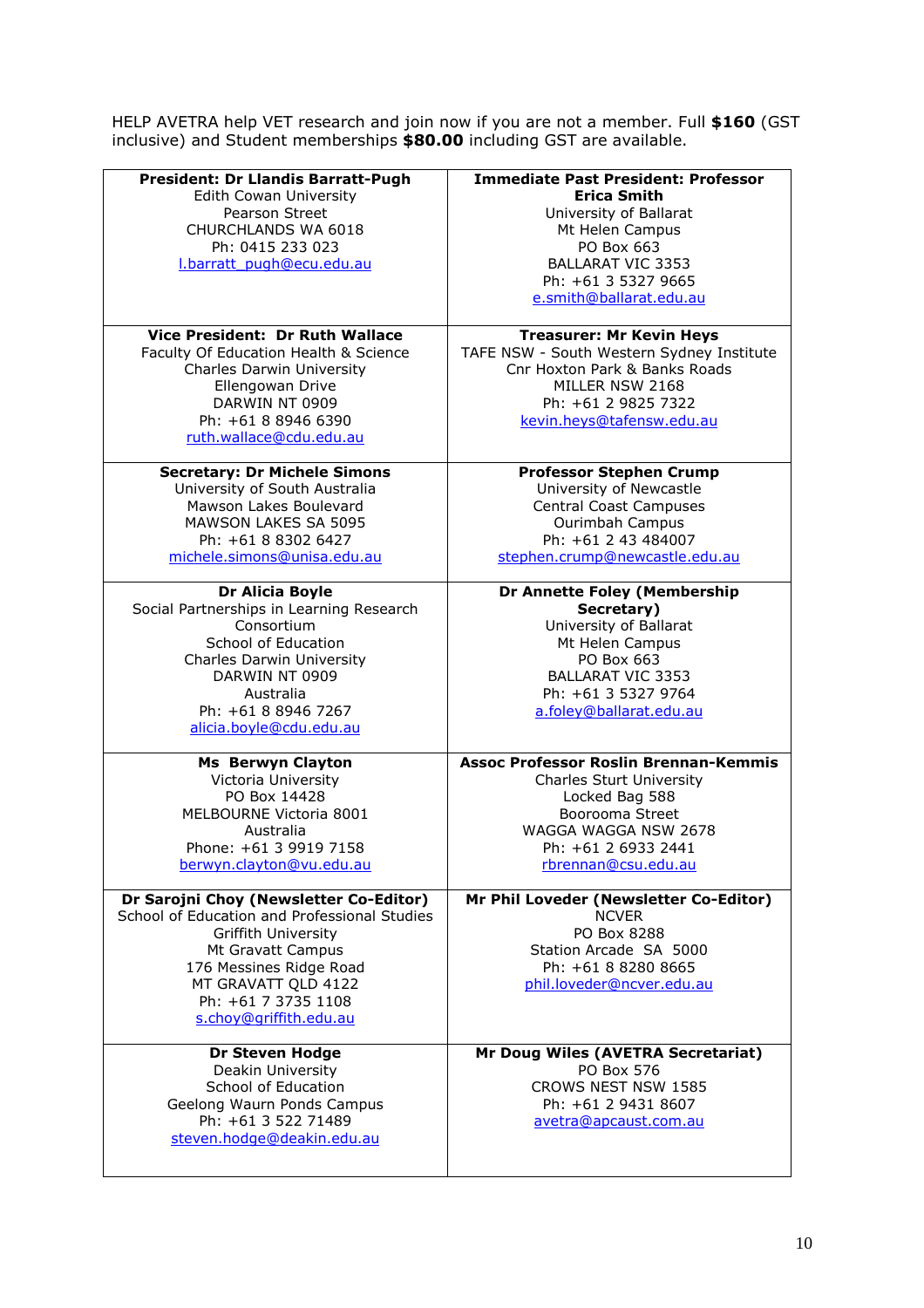HELP AVETRA help VET research and join now if you are not a member. Full **$160** (GST inclusive) and Student memberships **$80.00** including GST are available.

| | |
|---|---|
| **President: Dr Llandis Barratt-Pugh**<br>Edith Cowan University<br>Pearson Street<br>CHURCHLANDS WA 6018<br>Ph: 0415 233 023<br>l.barratt_pugh@ecu.edu.au | **Immediate Past President: Professor Erica Smith**<br>University of Ballarat<br>Mt Helen Campus<br>PO Box 663<br>BALLARAT VIC 3353<br>Ph: +61 3 5327 9665<br>e.smith@ballarat.edu.au |
| **Vice President: Dr Ruth Wallace**<br>Faculty Of Education Health & Science<br>Charles Darwin University<br>Ellengowan Drive<br>DARWIN NT 0909<br>Ph: +61 8 8946 6390<br>ruth.wallace@cdu.edu.au | **Treasurer: Mr Kevin Heys**<br>TAFE NSW - South Western Sydney Institute<br>Cnr Hoxton Park & Banks Roads<br>MILLER NSW 2168<br>Ph: +61 2 9825 7322<br>kevin.heys@tafensw.edu.au |
| **Secretary: Dr Michele Simons**<br>University of South Australia<br>Mawson Lakes Boulevard<br>MAWSON LAKES SA 5095<br>Ph: +61 8 8302 6427<br>michele.simons@unisa.edu.au | **Professor Stephen Crump**<br>University of Newcastle<br>Central Coast Campuses<br>Ourimbah Campus<br>Ph: +61 2 43 484007<br>stephen.crump@newcastle.edu.au |
| **Dr Alicia Boyle**<br>Social Partnerships in Learning Research Consortium<br>School of Education<br>Charles Darwin University<br>DARWIN NT 0909<br>Australia<br>Ph: +61 8 8946 7267<br>alicia.boyle@cdu.edu.au | **Dr Annette Foley (Membership Secretary)**<br>University of Ballarat<br>Mt Helen Campus<br>PO Box 663<br>BALLARAT VIC 3353<br>Ph: +61 3 5327 9764<br>a.foley@ballarat.edu.au |
| **Ms Berwyn Clayton**<br>Victoria University<br>PO Box 14428<br>MELBOURNE Victoria 8001<br>Australia<br>Phone: +61 3 9919 7158<br>berwyn.clayton@vu.edu.au | **Assoc Professor Roslin Brennan-Kemmis**<br>Charles Sturt University<br>Locked Bag 588<br>Boorooma Street<br>WAGGA WAGGA NSW 2678<br>Ph: +61 2 6933 2441<br>rbrennan@csu.edu.au |
| **Dr Sarojni Choy (Newsletter Co-Editor)**<br>School of Education and Professional Studies<br>Griffith University<br>Mt Gravatt Campus<br>176 Messines Ridge Road<br>MT GRAVATT QLD 4122<br>Ph: +61 7 3735 1108<br>s.choy@griffith.edu.au | **Mr Phil Loveder (Newsletter Co-Editor)**<br>NCVER<br>PO Box 8288<br>Station Arcade SA 5000<br>Ph: +61 8 8280 8665<br>phil.loveder@ncver.edu.au |
| **Dr Steven Hodge**<br>Deakin University<br>School of Education<br>Geelong Waurn Ponds Campus<br>Ph: +61 3 522 71489<br>steven.hodge@deakin.edu.au | **Mr Doug Wiles (AVETRA Secretariat)**<br>PO Box 576<br>CROWS NEST NSW 1585<br>Ph: +61 2 9431 8607<br>avetra@apcaust.com.au |